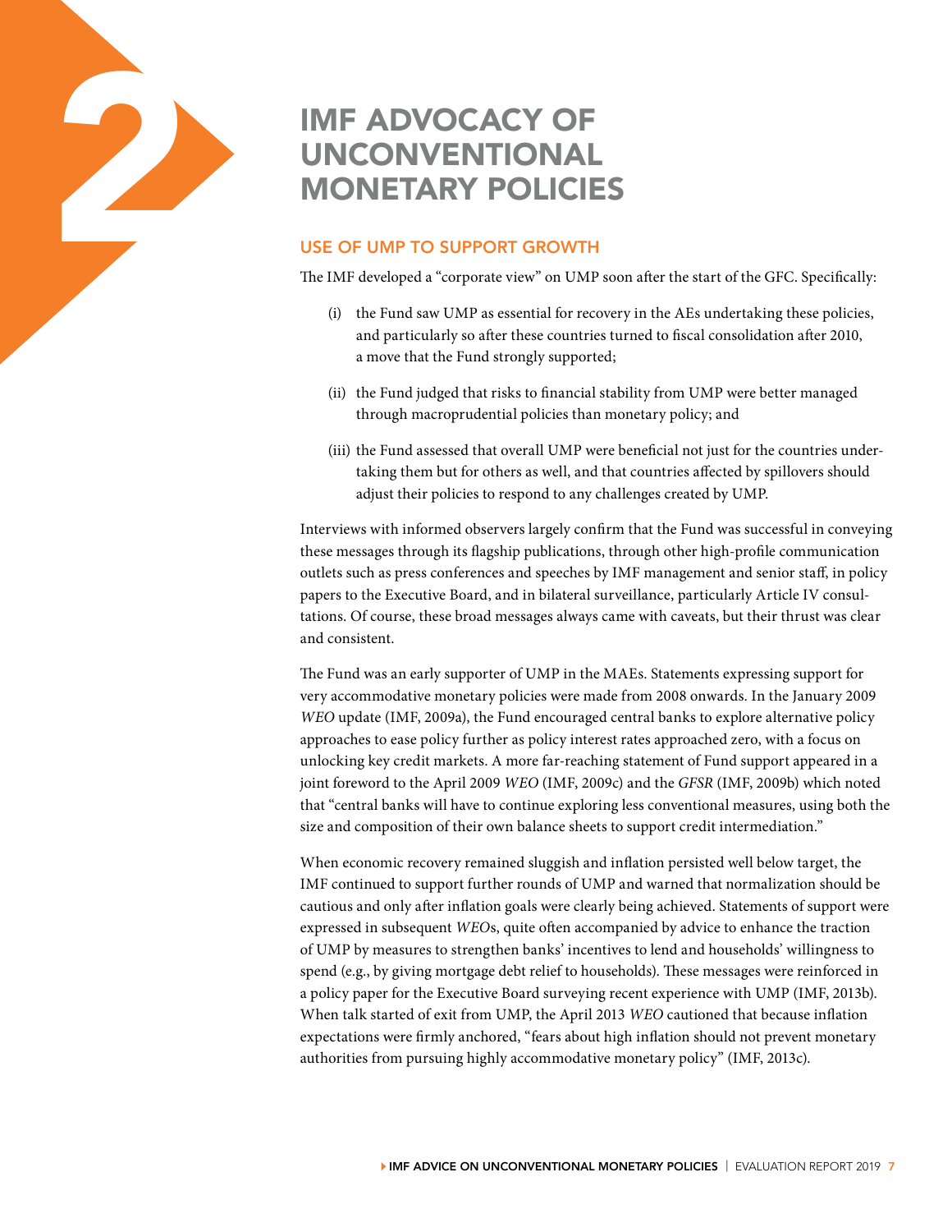# 2 IMF ADVOCACY OF UNCONVENTIONAL MONETARY POLICIES

## USE OF UMP TO SUPPORT GROWTH

The IMF developed a "corporate view" on UMP soon after the start of the GFC. Specifically:

(i) the Fund saw UMP as essential for recovery in the AEs undertaking these policies, and particularly so after these countries turned to fiscal consolidation after 2010, a move that the Fund strongly supported;

(ii) the Fund judged that risks to financial stability from UMP were better managed through macroprudential policies than monetary policy; and

(iii) the Fund assessed that overall UMP were beneficial not just for the countries undertaking them but for others as well, and that countries affected by spillovers should adjust their policies to respond to any challenges created by UMP.

Interviews with informed observers largely confirm that the Fund was successful in conveying these messages through its flagship publications, through other high-profile communication outlets such as press conferences and speeches by IMF management and senior staff, in policy papers to the Executive Board, and in bilateral surveillance, particularly Article IV consultations. Of course, these broad messages always came with caveats, but their thrust was clear and consistent.

The Fund was an early supporter of UMP in the MAEs. Statements expressing support for very accommodative monetary policies were made from 2008 onwards. In the January 2009 *WEO* update (IMF, 2009a), the Fund encouraged central banks to explore alternative policy approaches to ease policy further as policy interest rates approached zero, with a focus on unlocking key credit markets. A more far-reaching statement of Fund support appeared in a joint foreword to the April 2009 *WEO* (IMF, 2009c) and the *GFSR* (IMF, 2009b) which noted that "central banks will have to continue exploring less conventional measures, using both the size and composition of their own balance sheets to support credit intermediation."

When economic recovery remained sluggish and inflation persisted well below target, the IMF continued to support further rounds of UMP and warned that normalization should be cautious and only after inflation goals were clearly being achieved. Statements of support were expressed in subsequent *WEO*s, quite often accompanied by advice to enhance the traction of UMP by measures to strengthen banks' incentives to lend and households' willingness to spend (e.g., by giving mortgage debt relief to households). These messages were reinforced in a policy paper for the Executive Board surveying recent experience with UMP (IMF, 2013b). When talk started of exit from UMP, the April 2013 *WEO* cautioned that because inflation expectations were firmly anchored, "fears about high inflation should not prevent monetary authorities from pursuing highly accommodative monetary policy" (IMF, 2013c).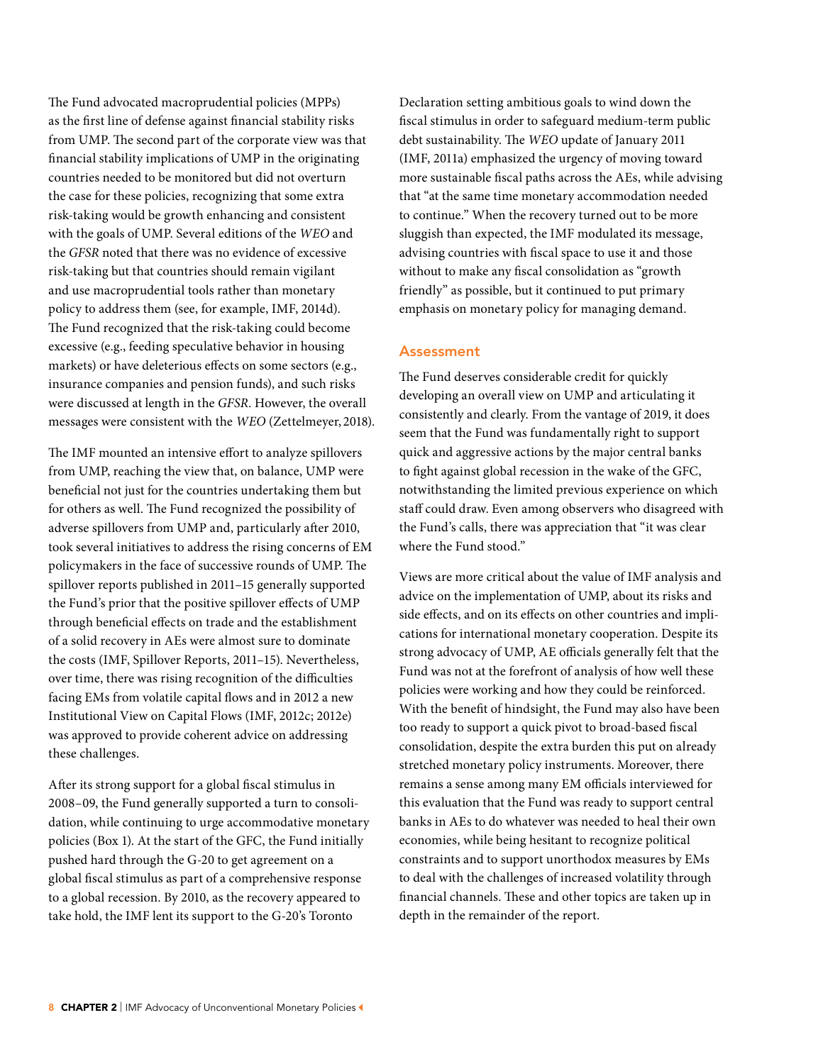The Fund advocated macroprudential policies (MPPs) as the first line of defense against financial stability risks from UMP. The second part of the corporate view was that financial stability implications of UMP in the originating countries needed to be monitored but did not overturn the case for these policies, recognizing that some extra risk-taking would be growth enhancing and consistent with the goals of UMP. Several editions of the *WEO* and the *GFSR* noted that there was no evidence of excessive risk-taking but that countries should remain vigilant and use macroprudential tools rather than monetary policy to address them (see, for example, IMF, 2014d). The Fund recognized that the risk-taking could become excessive (e.g., feeding speculative behavior in housing markets) or have deleterious effects on some sectors (e.g., insurance companies and pension funds), and such risks were discussed at length in the *GFSR*. However, the overall messages were consistent with the *WEO* (Zettelmeyer, 2018).

The IMF mounted an intensive effort to analyze spillovers from UMP, reaching the view that, on balance, UMP were beneficial not just for the countries undertaking them but for others as well. The Fund recognized the possibility of adverse spillovers from UMP and, particularly after 2010, took several initiatives to address the rising concerns of EM policymakers in the face of successive rounds of UMP. The spillover reports published in 2011–15 generally supported the Fund's prior that the positive spillover effects of UMP through beneficial effects on trade and the establishment of a solid recovery in AEs were almost sure to dominate the costs (IMF, Spillover Reports, 2011–15). Nevertheless, over time, there was rising recognition of the difficulties facing EMs from volatile capital flows and in 2012 a new Institutional View on Capital Flows (IMF, 2012c; 2012e) was approved to provide coherent advice on addressing these challenges.

After its strong support for a global fiscal stimulus in 2008–09, the Fund generally supported a turn to consolidation, while continuing to urge accommodative monetary policies (Box 1). At the start of the GFC, the Fund initially pushed hard through the G-20 to get agreement on a global fiscal stimulus as part of a comprehensive response to a global recession. By 2010, as the recovery appeared to take hold, the IMF lent its support to the G-20's Toronto Declaration setting ambitious goals to wind down the fiscal stimulus in order to safeguard medium-term public debt sustainability. The *WEO* update of January 2011 (IMF, 2011a) emphasized the urgency of moving toward more sustainable fiscal paths across the AEs, while advising that "at the same time monetary accommodation needed to continue." When the recovery turned out to be more sluggish than expected, the IMF modulated its message, advising countries with fiscal space to use it and those without to make any fiscal consolidation as "growth friendly" as possible, but it continued to put primary emphasis on monetary policy for managing demand.

## Assessment

The Fund deserves considerable credit for quickly developing an overall view on UMP and articulating it consistently and clearly. From the vantage of 2019, it does seem that the Fund was fundamentally right to support quick and aggressive actions by the major central banks to fight against global recession in the wake of the GFC, notwithstanding the limited previous experience on which staff could draw. Even among observers who disagreed with the Fund's calls, there was appreciation that "it was clear where the Fund stood."

Views are more critical about the value of IMF analysis and advice on the implementation of UMP, about its risks and side effects, and on its effects on other countries and implications for international monetary cooperation. Despite its strong advocacy of UMP, AE officials generally felt that the Fund was not at the forefront of analysis of how well these policies were working and how they could be reinforced. With the benefit of hindsight, the Fund may also have been too ready to support a quick pivot to broad-based fiscal consolidation, despite the extra burden this put on already stretched monetary policy instruments. Moreover, there remains a sense among many EM officials interviewed for this evaluation that the Fund was ready to support central banks in AEs to do whatever was needed to heal their own economies, while being hesitant to recognize political constraints and to support unorthodox measures by EMs to deal with the challenges of increased volatility through financial channels. These and other topics are taken up in depth in the remainder of the report.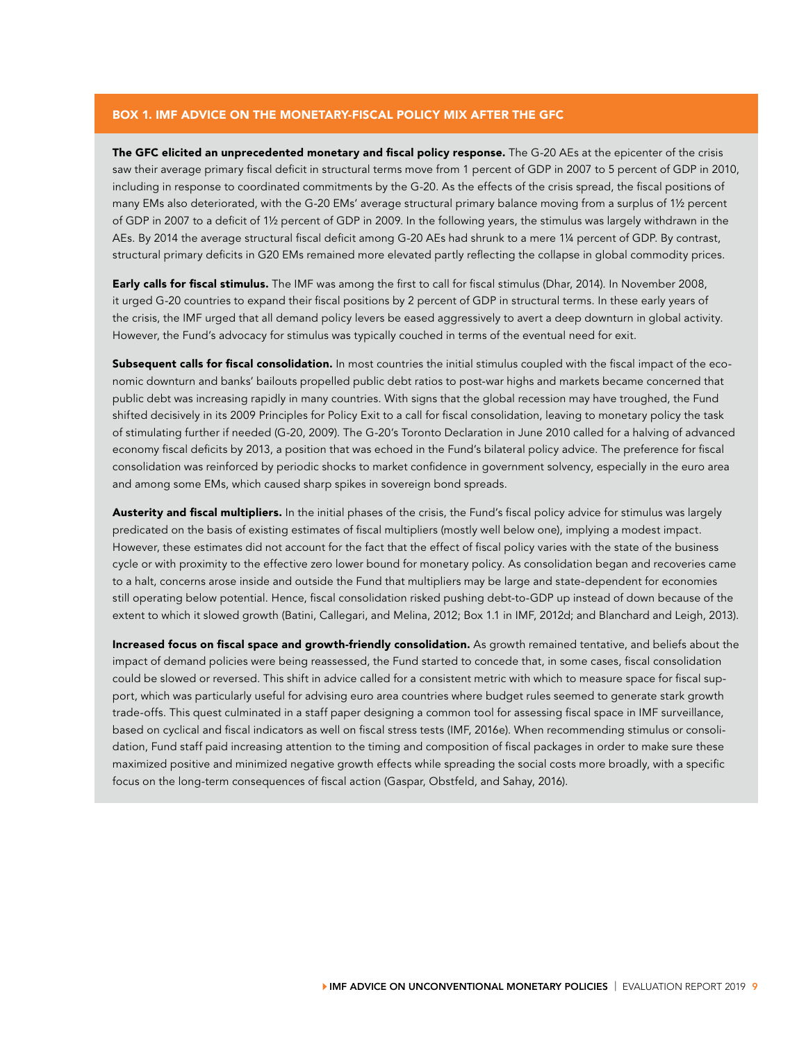## BOX 1. IMF ADVICE ON THE MONETARY-FISCAL POLICY MIX AFTER THE GFC

**The GFC elicited an unprecedented monetary and fiscal policy response.** The G-20 AEs at the epicenter of the crisis saw their average primary fiscal deficit in structural terms move from 1 percent of GDP in 2007 to 5 percent of GDP in 2010, including in response to coordinated commitments by the G-20. As the effects of the crisis spread, the fiscal positions of many EMs also deteriorated, with the G-20 EMs' average structural primary balance moving from a surplus of 1½ percent of GDP in 2007 to a deficit of 1½ percent of GDP in 2009. In the following years, the stimulus was largely withdrawn in the AEs. By 2014 the average structural fiscal deficit among G-20 AEs had shrunk to a mere 1¼ percent of GDP. By contrast, structural primary deficits in G20 EMs remained more elevated partly reflecting the collapse in global commodity prices.

**Early calls for fiscal stimulus.** The IMF was among the first to call for fiscal stimulus (Dhar, 2014). In November 2008, it urged G-20 countries to expand their fiscal positions by 2 percent of GDP in structural terms. In these early years of the crisis, the IMF urged that all demand policy levers be eased aggressively to avert a deep downturn in global activity. However, the Fund's advocacy for stimulus was typically couched in terms of the eventual need for exit.

**Subsequent calls for fiscal consolidation.** In most countries the initial stimulus coupled with the fiscal impact of the economic downturn and banks' bailouts propelled public debt ratios to post-war highs and markets became concerned that public debt was increasing rapidly in many countries. With signs that the global recession may have troughed, the Fund shifted decisively in its 2009 Principles for Policy Exit to a call for fiscal consolidation, leaving to monetary policy the task of stimulating further if needed (G-20, 2009). The G-20's Toronto Declaration in June 2010 called for a halving of advanced economy fiscal deficits by 2013, a position that was echoed in the Fund's bilateral policy advice. The preference for fiscal consolidation was reinforced by periodic shocks to market confidence in government solvency, especially in the euro area and among some EMs, which caused sharp spikes in sovereign bond spreads.

**Austerity and fiscal multipliers.** In the initial phases of the crisis, the Fund's fiscal policy advice for stimulus was largely predicated on the basis of existing estimates of fiscal multipliers (mostly well below one), implying a modest impact. However, these estimates did not account for the fact that the effect of fiscal policy varies with the state of the business cycle or with proximity to the effective zero lower bound for monetary policy. As consolidation began and recoveries came to a halt, concerns arose inside and outside the Fund that multipliers may be large and state-dependent for economies still operating below potential. Hence, fiscal consolidation risked pushing debt-to-GDP up instead of down because of the extent to which it slowed growth (Batini, Callegari, and Melina, 2012; Box 1.1 in IMF, 2012d; and Blanchard and Leigh, 2013).

**Increased focus on fiscal space and growth-friendly consolidation.** As growth remained tentative, and beliefs about the impact of demand policies were being reassessed, the Fund started to concede that, in some cases, fiscal consolidation could be slowed or reversed. This shift in advice called for a consistent metric with which to measure space for fiscal support, which was particularly useful for advising euro area countries where budget rules seemed to generate stark growth trade-offs. This quest culminated in a staff paper designing a common tool for assessing fiscal space in IMF surveillance, based on cyclical and fiscal indicators as well on fiscal stress tests (IMF, 2016e). When recommending stimulus or consolidation, Fund staff paid increasing attention to the timing and composition of fiscal packages in order to make sure these maximized positive and minimized negative growth effects while spreading the social costs more broadly, with a specific focus on the long-term consequences of fiscal action (Gaspar, Obstfeld, and Sahay, 2016).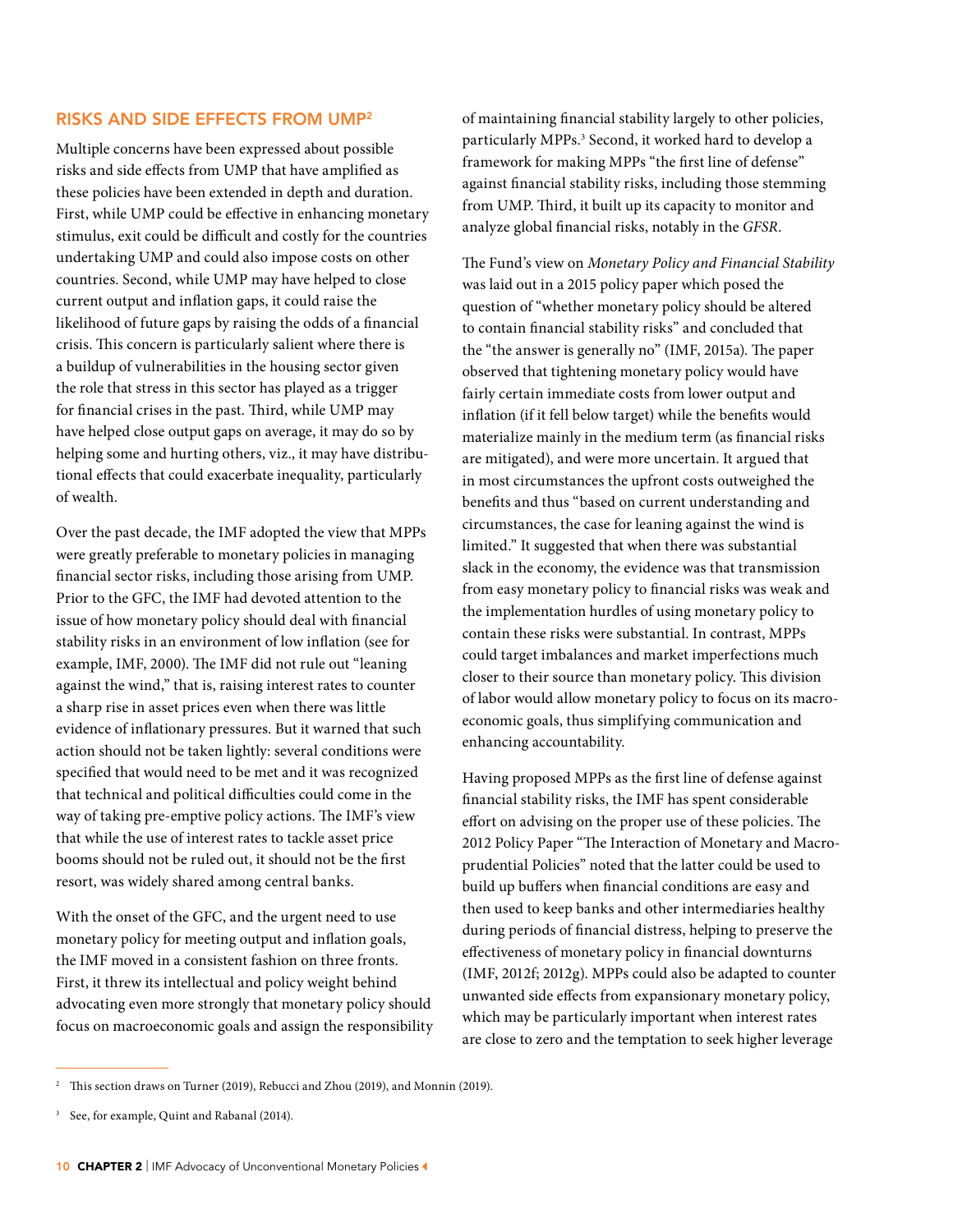## RISKS AND SIDE EFFECTS FROM UMP[2]

Multiple concerns have been expressed about possible risks and side effects from UMP that have amplified as these policies have been extended in depth and duration. First, while UMP could be effective in enhancing monetary stimulus, exit could be difficult and costly for the countries undertaking UMP and could also impose costs on other countries. Second, while UMP may have helped to close current output and inflation gaps, it could raise the likelihood of future gaps by raising the odds of a financial crisis. This concern is particularly salient where there is a buildup of vulnerabilities in the housing sector given the role that stress in this sector has played as a trigger for financial crises in the past. Third, while UMP may have helped close output gaps on average, it may do so by helping some and hurting others, viz., it may have distributional effects that could exacerbate inequality, particularly of wealth.

Over the past decade, the IMF adopted the view that MPPs were greatly preferable to monetary policies in managing financial sector risks, including those arising from UMP. Prior to the GFC, the IMF had devoted attention to the issue of how monetary policy should deal with financial stability risks in an environment of low inflation (see for example, IMF, 2000). The IMF did not rule out "leaning against the wind," that is, raising interest rates to counter a sharp rise in asset prices even when there was little evidence of inflationary pressures. But it warned that such action should not be taken lightly: several conditions were specified that would need to be met and it was recognized that technical and political difficulties could come in the way of taking pre-emptive policy actions. The IMF's view that while the use of interest rates to tackle asset price booms should not be ruled out, it should not be the first resort, was widely shared among central banks.

With the onset of the GFC, and the urgent need to use monetary policy for meeting output and inflation goals, the IMF moved in a consistent fashion on three fronts. First, it threw its intellectual and policy weight behind advocating even more strongly that monetary policy should focus on macroeconomic goals and assign the responsibility of maintaining financial stability largely to other policies, particularly MPPs.[3] Second, it worked hard to develop a framework for making MPPs "the first line of defense" against financial stability risks, including those stemming from UMP. Third, it built up its capacity to monitor and analyze global financial risks, notably in the *GFSR*.

The Fund's view on *Monetary Policy and Financial Stability* was laid out in a 2015 policy paper which posed the question of "whether monetary policy should be altered to contain financial stability risks" and concluded that the "the answer is generally no" (IMF, 2015a). The paper observed that tightening monetary policy would have fairly certain immediate costs from lower output and inflation (if it fell below target) while the benefits would materialize mainly in the medium term (as financial risks are mitigated), and were more uncertain. It argued that in most circumstances the upfront costs outweighed the benefits and thus "based on current understanding and circumstances, the case for leaning against the wind is limited." It suggested that when there was substantial slack in the economy, the evidence was that transmission from easy monetary policy to financial risks was weak and the implementation hurdles of using monetary policy to contain these risks were substantial. In contrast, MPPs could target imbalances and market imperfections much closer to their source than monetary policy. This division of labor would allow monetary policy to focus on its macroeconomic goals, thus simplifying communication and enhancing accountability.

Having proposed MPPs as the first line of defense against financial stability risks, the IMF has spent considerable effort on advising on the proper use of these policies. The 2012 Policy Paper "The Interaction of Monetary and Macroprudential Policies" noted that the latter could be used to build up buffers when financial conditions are easy and then used to keep banks and other intermediaries healthy during periods of financial distress, helping to preserve the effectiveness of monetary policy in financial downturns (IMF, 2012f; 2012g). MPPs could also be adapted to counter unwanted side effects from expansionary monetary policy, which may be particularly important when interest rates are close to zero and the temptation to seek higher leverage

[2] This section draws on Turner (2019), Rebucci and Zhou (2019), and Monnin (2019).

[3] See, for example, Quint and Rabanal (2014).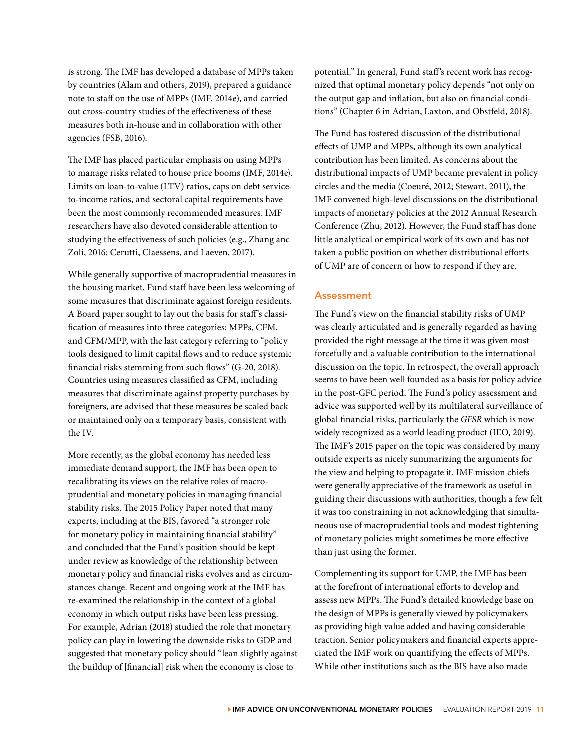is strong. The IMF has developed a database of MPPs taken by countries (Alam and others, 2019), prepared a guidance note to staff on the use of MPPs (IMF, 2014e), and carried out cross-country studies of the effectiveness of these measures both in-house and in collaboration with other agencies (FSB, 2016).

The IMF has placed particular emphasis on using MPPs to manage risks related to house price booms (IMF, 2014e). Limits on loan-to-value (LTV) ratios, caps on debt service-to-income ratios, and sectoral capital requirements have been the most commonly recommended measures. IMF researchers have also devoted considerable attention to studying the effectiveness of such policies (e.g., Zhang and Zoli, 2016; Cerutti, Claessens, and Laeven, 2017).

While generally supportive of macroprudential measures in the housing market, Fund staff have been less welcoming of some measures that discriminate against foreign residents. A Board paper sought to lay out the basis for staff's classification of measures into three categories: MPPs, CFM, and CFM/MPP, with the last category referring to "policy tools designed to limit capital flows and to reduce systemic financial risks stemming from such flows" (G-20, 2018). Countries using measures classified as CFM, including measures that discriminate against property purchases by foreigners, are advised that these measures be scaled back or maintained only on a temporary basis, consistent with the IV.

More recently, as the global economy has needed less immediate demand support, the IMF has been open to recalibrating its views on the relative roles of macroprudential and monetary policies in managing financial stability risks. The 2015 Policy Paper noted that many experts, including at the BIS, favored "a stronger role for monetary policy in maintaining financial stability" and concluded that the Fund's position should be kept under review as knowledge of the relationship between monetary policy and financial risks evolves and as circumstances change. Recent and ongoing work at the IMF has re-examined the relationship in the context of a global economy in which output risks have been less pressing. For example, Adrian (2018) studied the role that monetary policy can play in lowering the downside risks to GDP and suggested that monetary policy should "lean slightly against the buildup of [financial] risk when the economy is close to potential." In general, Fund staff's recent work has recognized that optimal monetary policy depends "not only on the output gap and inflation, but also on financial conditions" (Chapter 6 in Adrian, Laxton, and Obstfeld, 2018).

The Fund has fostered discussion of the distributional effects of UMP and MPPs, although its own analytical contribution has been limited. As concerns about the distributional impacts of UMP became prevalent in policy circles and the media (Coeuré, 2012; Stewart, 2011), the IMF convened high-level discussions on the distributional impacts of monetary policies at the 2012 Annual Research Conference (Zhu, 2012). However, the Fund staff has done little analytical or empirical work of its own and has not taken a public position on whether distributional efforts of UMP are of concern or how to respond if they are.

## Assessment

The Fund's view on the financial stability risks of UMP was clearly articulated and is generally regarded as having provided the right message at the time it was given most forcefully and a valuable contribution to the international discussion on the topic. In retrospect, the overall approach seems to have been well founded as a basis for policy advice in the post-GFC period. The Fund's policy assessment and advice was supported well by its multilateral surveillance of global financial risks, particularly the *GFSR* which is now widely recognized as a world leading product (IEO, 2019). The IMF's 2015 paper on the topic was considered by many outside experts as nicely summarizing the arguments for the view and helping to propagate it. IMF mission chiefs were generally appreciative of the framework as useful in guiding their discussions with authorities, though a few felt it was too constraining in not acknowledging that simultaneous use of macroprudential tools and modest tightening of monetary policies might sometimes be more effective than just using the former.

Complementing its support for UMP, the IMF has been at the forefront of international efforts to develop and assess new MPPs. The Fund's detailed knowledge base on the design of MPPs is generally viewed by policymakers as providing high value added and having considerable traction. Senior policymakers and financial experts appreciated the IMF work on quantifying the effects of MPPs. While other institutions such as the BIS have also made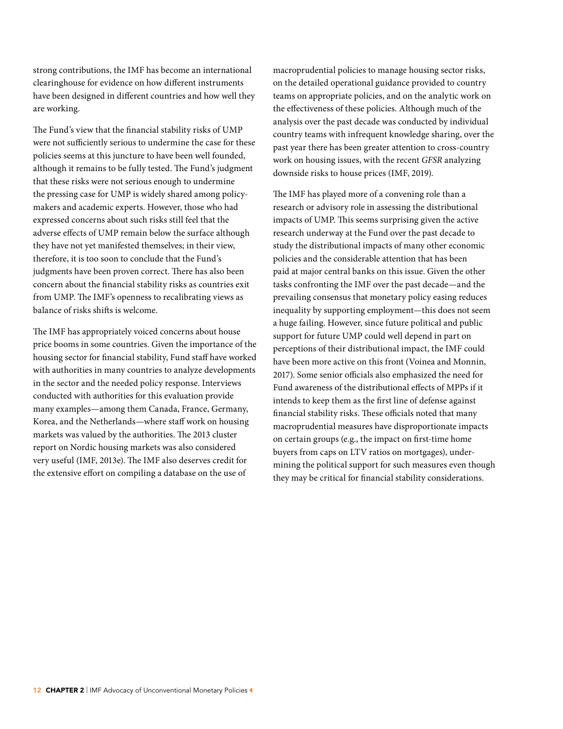strong contributions, the IMF has become an international clearinghouse for evidence on how different instruments have been designed in different countries and how well they are working.

The Fund's view that the financial stability risks of UMP were not sufficiently serious to undermine the case for these policies seems at this juncture to have been well founded, although it remains to be fully tested. The Fund's judgment that these risks were not serious enough to undermine the pressing case for UMP is widely shared among policymakers and academic experts. However, those who had expressed concerns about such risks still feel that the adverse effects of UMP remain below the surface although they have not yet manifested themselves; in their view, therefore, it is too soon to conclude that the Fund's judgments have been proven correct. There has also been concern about the financial stability risks as countries exit from UMP. The IMF's openness to recalibrating views as balance of risks shifts is welcome.

The IMF has appropriately voiced concerns about house price booms in some countries. Given the importance of the housing sector for financial stability, Fund staff have worked with authorities in many countries to analyze developments in the sector and the needed policy response. Interviews conducted with authorities for this evaluation provide many examples—among them Canada, France, Germany, Korea, and the Netherlands—where staff work on housing markets was valued by the authorities. The 2013 cluster report on Nordic housing markets was also considered very useful (IMF, 2013e). The IMF also deserves credit for the extensive effort on compiling a database on the use of macroprudential policies to manage housing sector risks, on the detailed operational guidance provided to country teams on appropriate policies, and on the analytic work on the effectiveness of these policies. Although much of the analysis over the past decade was conducted by individual country teams with infrequent knowledge sharing, over the past year there has been greater attention to cross-country work on housing issues, with the recent *GFSR* analyzing downside risks to house prices (IMF, 2019).

The IMF has played more of a convening role than a research or advisory role in assessing the distributional impacts of UMP. This seems surprising given the active research underway at the Fund over the past decade to study the distributional impacts of many other economic policies and the considerable attention that has been paid at major central banks on this issue. Given the other tasks confronting the IMF over the past decade—and the prevailing consensus that monetary policy easing reduces inequality by supporting employment—this does not seem a huge failing. However, since future political and public support for future UMP could well depend in part on perceptions of their distributional impact, the IMF could have been more active on this front (Voinea and Monnin, 2017). Some senior officials also emphasized the need for Fund awareness of the distributional effects of MPPs if it intends to keep them as the first line of defense against financial stability risks. These officials noted that many macroprudential measures have disproportionate impacts on certain groups (e.g., the impact on first-time home buyers from caps on LTV ratios on mortgages), undermining the political support for such measures even though they may be critical for financial stability considerations.